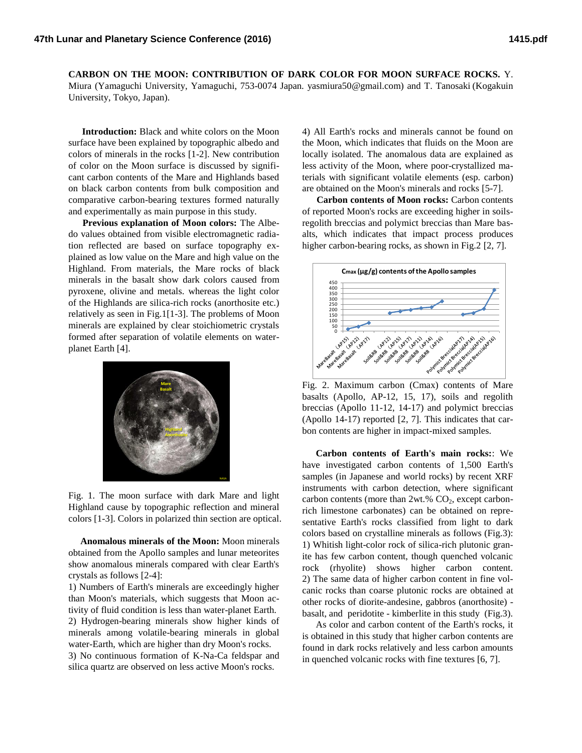**CARBON ON THE MOON: CONTRIBUTION OF DARK COLOR FOR MOON SURFACE ROCKS.** Y. Miura (Yamaguchi University, Yamaguchi, 753-0074 Japan. yasmiura50@gmail.com) and T. Tanosaki (Kogakuin University, Tokyo, Japan).

**Introduction:** Black and white colors on the Moon surface have been explained by topographic albedo and colors of minerals in the rocks [1-2]. New contribution of color on the Moon surface is discussed by significant carbon contents of the Mare and Highlands based on black carbon contents from bulk composition and comparative carbon-bearing textures formed naturally and experimentally as main purpose in this study.

**Previous explanation of Moon colors:** The Albedo values obtained from visible electromagnetic radiation reflected are based on surface topography explained as low value on the Mare and high value on the Highland. From materials, the Mare rocks of black minerals in the basalt show dark colors caused from pyroxene, olivine and metals. whereas the light color of the Highlands are silica-rich rocks (anorthosite etc.) relatively as seen in Fig.1[1-3]. The problems of Moon minerals are explained by clear stoichiometric crystals formed after separation of volatile elements on water-planet Earth [4].

Fig. 1. The moon surface with dark Mare and light Highland cause by topographic reflection and mineral colors [1-3]. Colors in polarized thin section are optical.

**Anomalous minerals of the Moon:** Moon minerals obtained from the Apollo samples and lunar meteorites show anomalous minerals compared with clear Earth's crystals as follows [2-4]:

1) Numbers of Earth's minerals are exceedingly higher than Moon's materials, which suggests that Moon activity of fluid condition is less than water-planet Earth.
2) Hydrogen-bearing minerals show higher kinds of minerals among volatile-bearing minerals in global water-Earth, which are higher than dry Moon's rocks.
3) No continuous formation of K-Na-Ca feldspar and silica quartz are observed on less active Moon's rocks.
4) All Earth's rocks and minerals cannot be found on the Moon, which indicates that fluids on the Moon are locally isolated. The anomalous data are explained as less activity of the Moon, where poor-crystallized materials with significant volatile elements (esp. carbon) are obtained on the Moon's minerals and rocks [5-7].

**Carbon contents of Moon rocks:** Carbon contents of reported Moon's rocks are exceeding higher in soils-regolith breccias and polymict breccias than Mare basalts, which indicates that impact process produces higher carbon-bearing rocks, as shown in Fig.2 [2, 7].

Fig. 2. Maximum carbon (Cmax) contents of Mare basalts (Apollo, AP-12, 15, 17), soils and regolith breccias (Apollo 11-12, 14-17) and polymict breccias (Apollo 14-17) reported [2, 7]. This indicates that carbon contents are higher in impact-mixed samples.

**Carbon contents of Earth's main rocks:**: We have investigated carbon contents of 1,500 Earth's samples (in Japanese and world rocks) by recent XRF instruments with carbon detection, where significant carbon contents (more than 2wt.% $CO_2$, except carbon-rich limestone carbonates) can be obtained on representative Earth's rocks classified from light to dark colors based on crystalline minerals as follows (Fig.3):
1) Whitish light-color rock of silica-rich plutonic granite has few carbon content, though quenched volcanic rock (rhyolite) shows higher carbon content.
2) The same data of higher carbon content in fine volcanic rocks than coarse plutonic rocks are obtained at other rocks of diorite-andesine, gabbros (anorthosite) - basalt, and peridotite - kimberlite in this study (Fig.3).

As color and carbon content of the Earth's rocks, it is obtained in this study that higher carbon contents are found in dark rocks relatively and less carbon amounts in quenched volcanic rocks with fine textures [6, 7].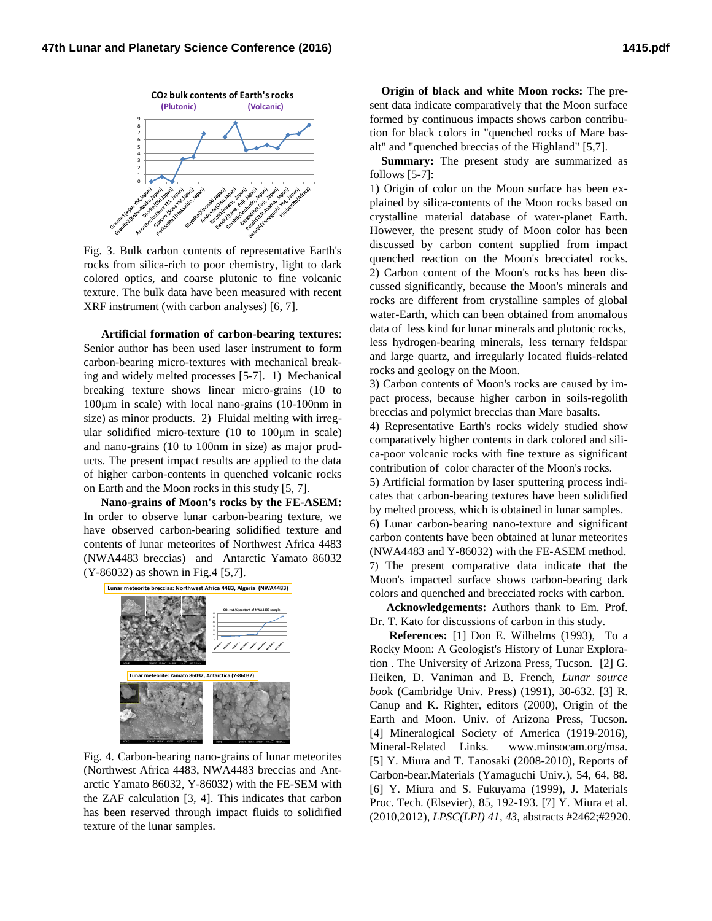CO2 bulk contents of Earth's rocks

(Plutonic) (Volcanic)

9
8
7
6
5
4
3
2
1
0

Granite1(Ajisu YM,Japan)
Granite2(Kobe-Rokko,Japan)
Diorite(Oki,Japan)
Anorthosite(Susa YM, Japan)
Gabbro (Susa YM,Japan)
Peridotite1(Hokkaido, Japan)
Rhyolite(Kinosaki,Japan)
Andesite(Oiso,Japan)
Basalt1(Hawai, Japan)
Basalt2(Lava, Fuji, Japan)
Basalt3(Genbudo, Japan)
Basalt4(Mt.Fuji, Japan)
Basalt5(Mt.Asama, Japan)
Basalt6(Yamaguchi YM, Japan)
Kimberlite(Africa)

Fig. 3. Bulk carbon contents of representative Earth's rocks from silica-rich to poor chemistry, light to dark colored optics, and coarse plutonic to fine volcanic texture. The bulk data have been measured with recent XRF instrument (with carbon analyses) [6, 7].

**Artificial formation of carbon-bearing textures**: Senior author has been used laser instrument to form carbon-bearing micro-textures with mechanical breaking and widely melted processes [5-7]. 1) Mechanical breaking texture shows linear micro-grains (10 to 100μm in scale) with local nano-grains (10-100nm in size) as minor products. 2) Fluidal melting with irregular solidified micro-texture (10 to 100μm in scale) and nano-grains (10 to 100nm in size) as major products. The present impact results are applied to the data of higher carbon-contents in quenched volcanic rocks on Earth and the Moon rocks in this study [5, 7].

**Nano-grains of Moon's rocks by the FE-ASEM:** In order to observe lunar carbon-bearing texture, we have observed carbon-bearing solidified texture and contents of lunar meteorites of Northwest Africa 4483 (NWA4483 breccias) and Antarctic Yamato 86032 (Y-86032) as shown in Fig.4 [5,7].

Lunar meteorite breccias: Northwest Africa 4483, Algeria (NWA4483)

Lunar meteorite: Yamato 86032, Antarctica (Y-86032)

Fig. 4. Carbon-bearing nano-grains of lunar meteorites (Northwest Africa 4483, NWA4483 breccias and Antarctic Yamato 86032, Y-86032) with the FE-SEM with the ZAF calculation [3, 4]. This indicates that carbon has been reserved through impact fluids to solidified texture of the lunar samples.

**Origin of black and white Moon rocks:** The present data indicate comparatively that the Moon surface formed by continuous impacts shows carbon contribution for black colors in "quenched rocks of Mare basalt" and "quenched breccias of the Highland" [5,7].

**Summary:** The present study are summarized as follows [5-7]:

1) Origin of color on the Moon surface has been explained by silica-contents of the Moon rocks based on crystalline material database of water-planet Earth. However, the present study of Moon color has been discussed by carbon content supplied from impact quenched reaction on the Moon's brecciated rocks.

2) Carbon content of the Moon's rocks has been discussed significantly, because the Moon's minerals and rocks are different from crystalline samples of global water-Earth, which can been obtained from anomalous data of less kind for lunar minerals and plutonic rocks, less hydrogen-bearing minerals, less ternary feldspar and large quartz, and irregularly located fluids-related rocks and geology on the Moon.

3) Carbon contents of Moon's rocks are caused by impact process, because higher carbon in soils-regolith breccias and polymict breccias than Mare basalts.

4) Representative Earth's rocks widely studied show comparatively higher contents in dark colored and silica-poor volcanic rocks with fine texture as significant contribution of color character of the Moon's rocks.

5) Artificial formation by laser sputtering process indicates that carbon-bearing textures have been solidified by melted process, which is obtained in lunar samples.

6) Lunar carbon-bearing nano-texture and significant carbon contents have been obtained at lunar meteorites (NWA4483 and Y-86032) with the FE-ASEM method.

7) The present comparative data indicate that the Moon's impacted surface shows carbon-bearing dark colors and quenched and brecciated rocks with carbon.

**Acknowledgements:** Authors thank to Em. Prof. Dr. T. Kato for discussions of carbon in this study.

**References:** [1] Don E. Wilhelms (1993), To a Rocky Moon: A Geologist's History of Lunar Exploration . The University of Arizona Press, Tucson. [2] G. Heiken, D. Vaniman and B. French, *Lunar source book* (Cambridge Univ. Press) (1991), 30-632. [3] R. Canup and K. Righter, editors (2000), Origin of the Earth and Moon. Univ. of Arizona Press, Tucson. [4] Mineralogical Society of America (1919-2016), Mineral-Related Links. www.minsocam.org/msa. [5] Y. Miura and T. Tanosaki (2008-2010), Reports of Carbon-bear.Materials (Yamaguchi Univ.), 54, 64, 88. [6] Y. Miura and S. Fukuyama (1999), J. Materials Proc. Tech. (Elsevier), 85, 192-193. [7] Y. Miura et al. (2010,2012), *LPSC(LPI) 41, 43*, abstracts #2462;#2920.